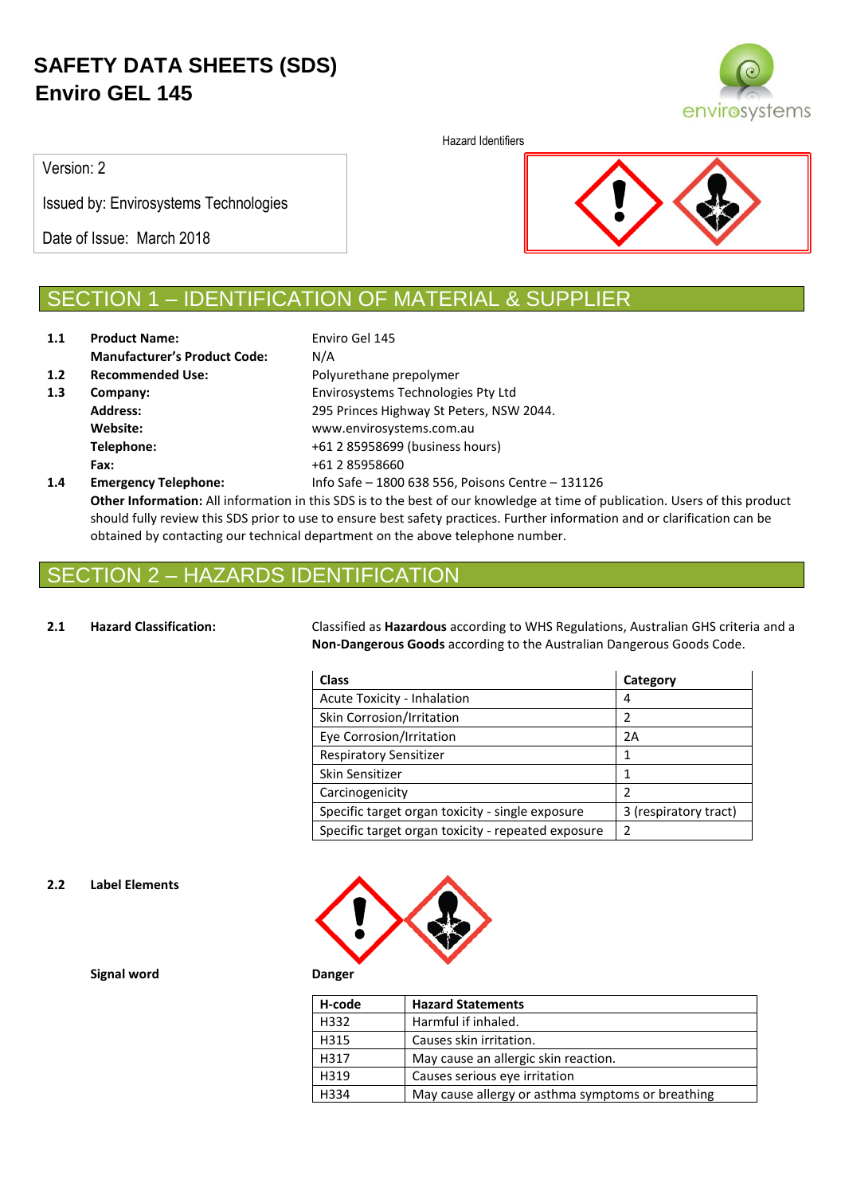# SAFETY DATA SHEETS (SDS)
# Enviro GEL 145

Version: 2

Issued by: Envirosystems Technologies

Date of Issue: March 2018

Hazard Identifiers

## SECTION 1 – IDENTIFICATION OF MATERIAL & SUPPLIER

| | | |
|---|---|---|
| **1.1** | **Product Name:** | Enviro Gel 145 |
| | **Manufacturer's Product Code:** | N/A |
| **1.2** | **Recommended Use:** | Polyurethane prepolymer |
| **1.3** | **Company:** | Envirosystems Technologies Pty Ltd |
| | **Address:** | 295 Princes Highway St Peters, NSW 2044. |
| | **Website:** | www.envirosystems.com.au |
| | **Telephone:** | +61 2 85958699 (business hours) |
| | **Fax:** | +61 2 85958660 |
| **1.4** | **Emergency Telephone:** | Info Safe – 1800 638 556, Poisons Centre – 131126 |

**Other Information:** All information in this SDS is to the best of our knowledge at time of publication. Users of this product should fully review this SDS prior to use to ensure best safety practices. Further information and or clarification can be obtained by contacting our technical department on the above telephone number.

## SECTION 2 – HAZARDS IDENTIFICATION

**2.1 Hazard Classification:**

Classified as **Hazardous** according to WHS Regulations, Australian GHS criteria and a **Non-Dangerous Goods** according to the Australian Dangerous Goods Code.

| Class | Category |
|---|---|
| Acute Toxicity - Inhalation | 4 |
| Skin Corrosion/Irritation | 2 |
| Eye Corrosion/Irritation | 2A |
| Respiratory Sensitizer | 1 |
| Skin Sensitizer | 1 |
| Carcinogenicity | 2 |
| Specific target organ toxicity - single exposure | 3 (respiratory tract) |
| Specific target organ toxicity - repeated exposure | 2 |

**2.2 Label Elements**

**Signal word** **Danger**

| H-code | Hazard Statements |
|---|---|
| H332 | Harmful if inhaled. |
| H315 | Causes skin irritation. |
| H317 | May cause an allergic skin reaction. |
| H319 | Causes serious eye irritation |
| H334 | May cause allergy or asthma symptoms or breathing |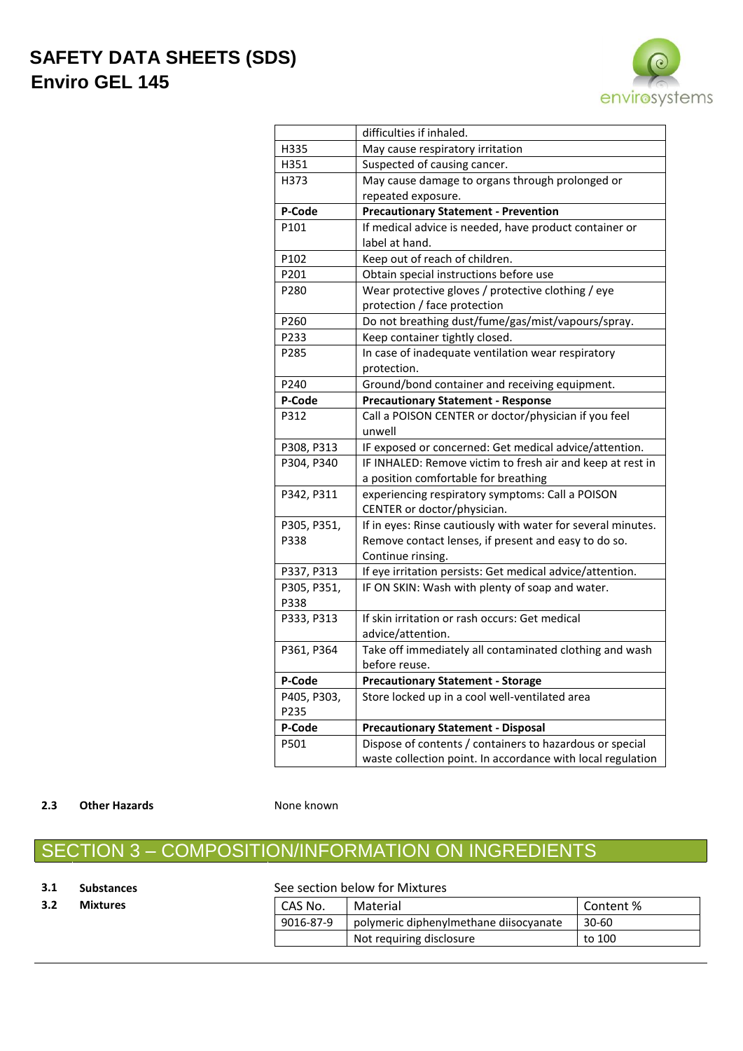| | difficulties if inhaled. |
|---|---|
| H335 | May cause respiratory irritation |
| H351 | Suspected of causing cancer. |
| H373 | May cause damage to organs through prolonged or repeated exposure. |
| **P-Code** | **Precautionary Statement - Prevention** |
| P101 | If medical advice is needed, have product container or label at hand. |
| P102 | Keep out of reach of children. |
| P201 | Obtain special instructions before use |
| P280 | Wear protective gloves / protective clothing / eye protection / face protection |
| P260 | Do not breathing dust/fume/gas/mist/vapours/spray. |
| P233 | Keep container tightly closed. |
| P285 | In case of inadequate ventilation wear respiratory protection. |
| P240 | Ground/bond container and receiving equipment. |
| **P-Code** | **Precautionary Statement - Response** |
| P312 | Call a POISON CENTER or doctor/physician if you feel unwell |
| P308, P313 | IF exposed or concerned: Get medical advice/attention. |
| P304, P340 | IF INHALED: Remove victim to fresh air and keep at rest in a position comfortable for breathing |
| P342, P311 | experiencing respiratory symptoms: Call a POISON CENTER or doctor/physician. |
| P305, P351, P338 | If in eyes: Rinse cautiously with water for several minutes. Remove contact lenses, if present and easy to do so. Continue rinsing. |
| P337, P313 | If eye irritation persists: Get medical advice/attention. |
| P305, P351, P338 | IF ON SKIN: Wash with plenty of soap and water. |
| P333, P313 | If skin irritation or rash occurs: Get medical advice/attention. |
| P361, P364 | Take off immediately all contaminated clothing and wash before reuse. |
| **P-Code** | **Precautionary Statement - Storage** |
| P405, P303, P235 | Store locked up in a cool well-ventilated area |
| **P-Code** | **Precautionary Statement - Disposal** |
| P501 | Dispose of contents / containers to hazardous or special waste collection point. In accordance with local regulation |

**2.3 Other Hazards** None known

## SECTION 3 – COMPOSITION/INFORMATION ON INGREDIENTS

**3.1 Substances** See section below for Mixtures

**3.2 Mixtures**

| CAS No. | Material | Content % |
|---|---|---|
| 9016-87-9 | polymeric diphenylmethane diisocyanate | 30-60 |
| | Not requiring disclosure | to 100 |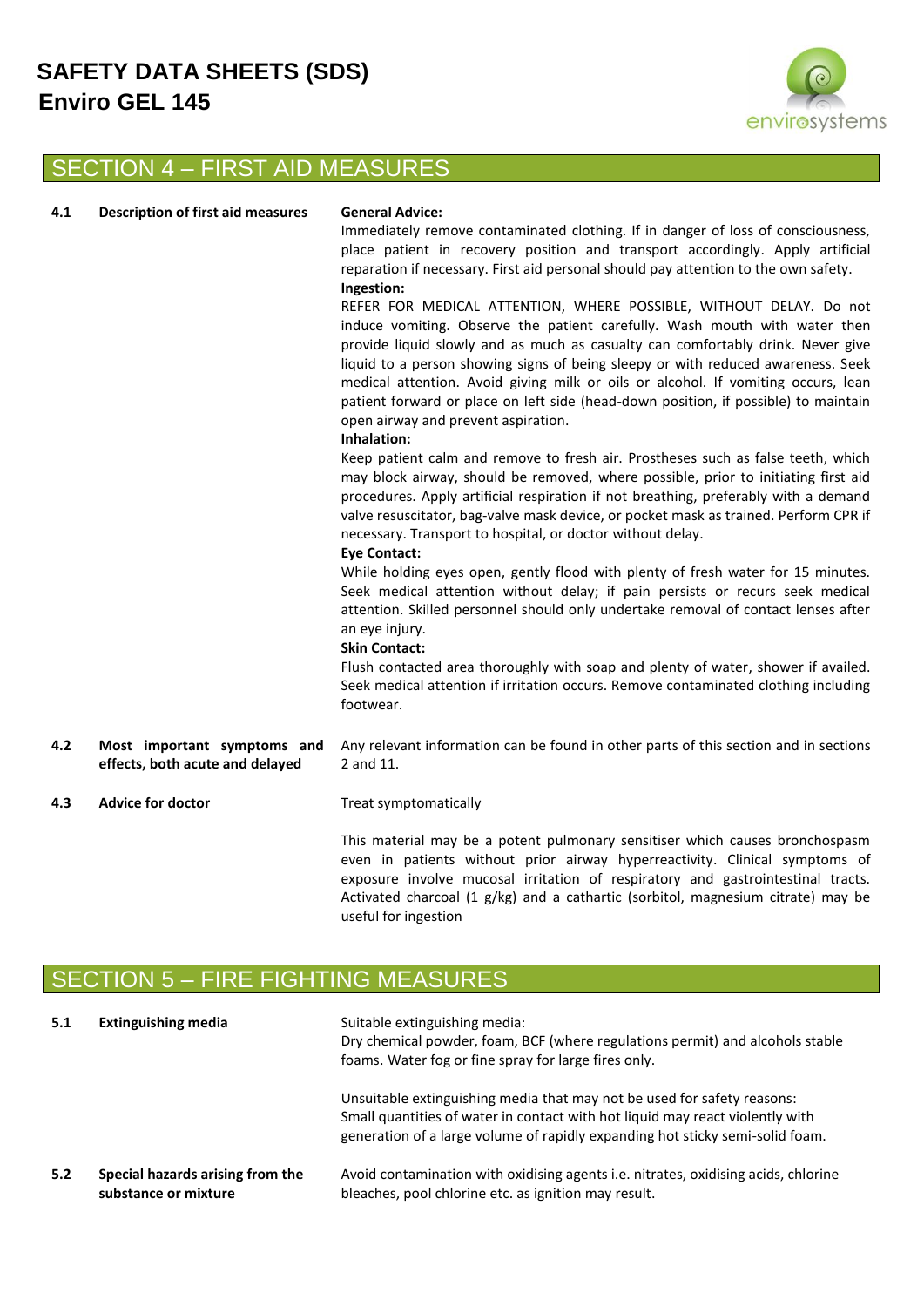# SAFETY DATA SHEETS (SDS)
# Enviro GEL 145

## SECTION 4 – FIRST AID MEASURES

**4.1 Description of first aid measures**

**General Advice:**
Immediately remove contaminated clothing. If in danger of loss of consciousness, place patient in recovery position and transport accordingly. Apply artificial reparation if necessary. First aid personal should pay attention to the own safety.

**Ingestion:**
REFER FOR MEDICAL ATTENTION, WHERE POSSIBLE, WITHOUT DELAY. Do not induce vomiting. Observe the patient carefully. Wash mouth with water then provide liquid slowly and as much as casualty can comfortably drink. Never give liquid to a person showing signs of being sleepy or with reduced awareness. Seek medical attention. Avoid giving milk or oils or alcohol. If vomiting occurs, lean patient forward or place on left side (head-down position, if possible) to maintain open airway and prevent aspiration.

**Inhalation:**
Keep patient calm and remove to fresh air. Prostheses such as false teeth, which may block airway, should be removed, where possible, prior to initiating first aid procedures. Apply artificial respiration if not breathing, preferably with a demand valve resuscitator, bag-valve mask device, or pocket mask as trained. Perform CPR if necessary. Transport to hospital, or doctor without delay.

**Eye Contact:**
While holding eyes open, gently flood with plenty of fresh water for 15 minutes. Seek medical attention without delay; if pain persists or recurs seek medical attention. Skilled personnel should only undertake removal of contact lenses after an eye injury.

**Skin Contact:**
Flush contacted area thoroughly with soap and plenty of water, shower if availed. Seek medical attention if irritation occurs. Remove contaminated clothing including footwear.

**4.2 Most important symptoms and effects, both acute and delayed**

Any relevant information can be found in other parts of this section and in sections 2 and 11.

**4.3 Advice for doctor**

Treat symptomatically

This material may be a potent pulmonary sensitiser which causes bronchospasm even in patients without prior airway hyperreactivity. Clinical symptoms of exposure involve mucosal irritation of respiratory and gastrointestinal tracts. Activated charcoal (1 g/kg) and a cathartic (sorbitol, magnesium citrate) may be useful for ingestion

## SECTION 5 – FIRE FIGHTING MEASURES

**5.1 Extinguishing media**

Suitable extinguishing media:
Dry chemical powder, foam, BCF (where regulations permit) and alcohols stable foams. Water fog or fine spray for large fires only.

Unsuitable extinguishing media that may not be used for safety reasons:
Small quantities of water in contact with hot liquid may react violently with generation of a large volume of rapidly expanding hot sticky semi-solid foam.

**5.2 Special hazards arising from the substance or mixture**

Avoid contamination with oxidising agents i.e. nitrates, oxidising acids, chlorine bleaches, pool chlorine etc. as ignition may result.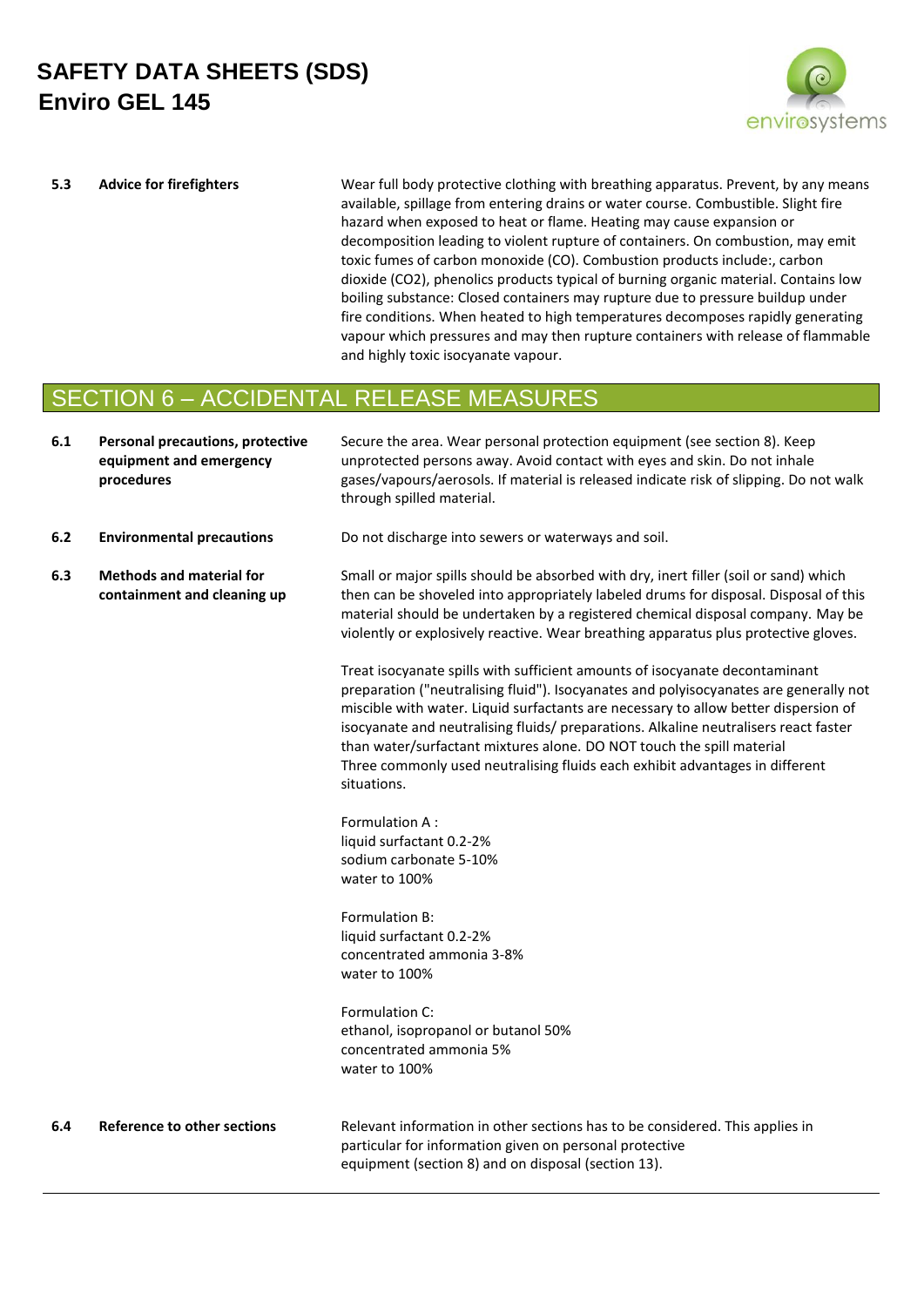**5.3 Advice for firefighters**

Wear full body protective clothing with breathing apparatus. Prevent, by any means available, spillage from entering drains or water course. Combustible. Slight fire hazard when exposed to heat or flame. Heating may cause expansion or decomposition leading to violent rupture of containers. On combustion, may emit toxic fumes of carbon monoxide (CO). Combustion products include:, carbon dioxide (CO2), phenolics products typical of burning organic material. Contains low boiling substance: Closed containers may rupture due to pressure buildup under fire conditions. When heated to high temperatures decomposes rapidly generating vapour which pressures and may then rupture containers with release of flammable and highly toxic isocyanate vapour.

## SECTION 6 – ACCIDENTAL RELEASE MEASURES

**6.1 Personal precautions, protective equipment and emergency procedures**

Secure the area. Wear personal protection equipment (see section 8). Keep unprotected persons away. Avoid contact with eyes and skin. Do not inhale gases/vapours/aerosols. If material is released indicate risk of slipping. Do not walk through spilled material.

**6.2 Environmental precautions**

Do not discharge into sewers or waterways and soil.

**6.3 Methods and material for containment and cleaning up**

Small or major spills should be absorbed with dry, inert filler (soil or sand) which then can be shoveled into appropriately labeled drums for disposal. Disposal of this material should be undertaken by a registered chemical disposal company. May be violently or explosively reactive. Wear breathing apparatus plus protective gloves.

Treat isocyanate spills with sufficient amounts of isocyanate decontaminant preparation ("neutralising fluid"). Isocyanates and polyisocyanates are generally not miscible with water. Liquid surfactants are necessary to allow better dispersion of isocyanate and neutralising fluids/ preparations. Alkaline neutralisers react faster than water/surfactant mixtures alone. DO NOT touch the spill material
Three commonly used neutralising fluids each exhibit advantages in different situations.

Formulation A :
liquid surfactant 0.2-2%
sodium carbonate 5-10%
water to 100%

Formulation B:
liquid surfactant 0.2-2%
concentrated ammonia 3-8%
water to 100%

Formulation C:
ethanol, isopropanol or butanol 50%
concentrated ammonia 5%
water to 100%

**6.4 Reference to other sections**

Relevant information in other sections has to be considered. This applies in particular for information given on personal protective equipment (section 8) and on disposal (section 13).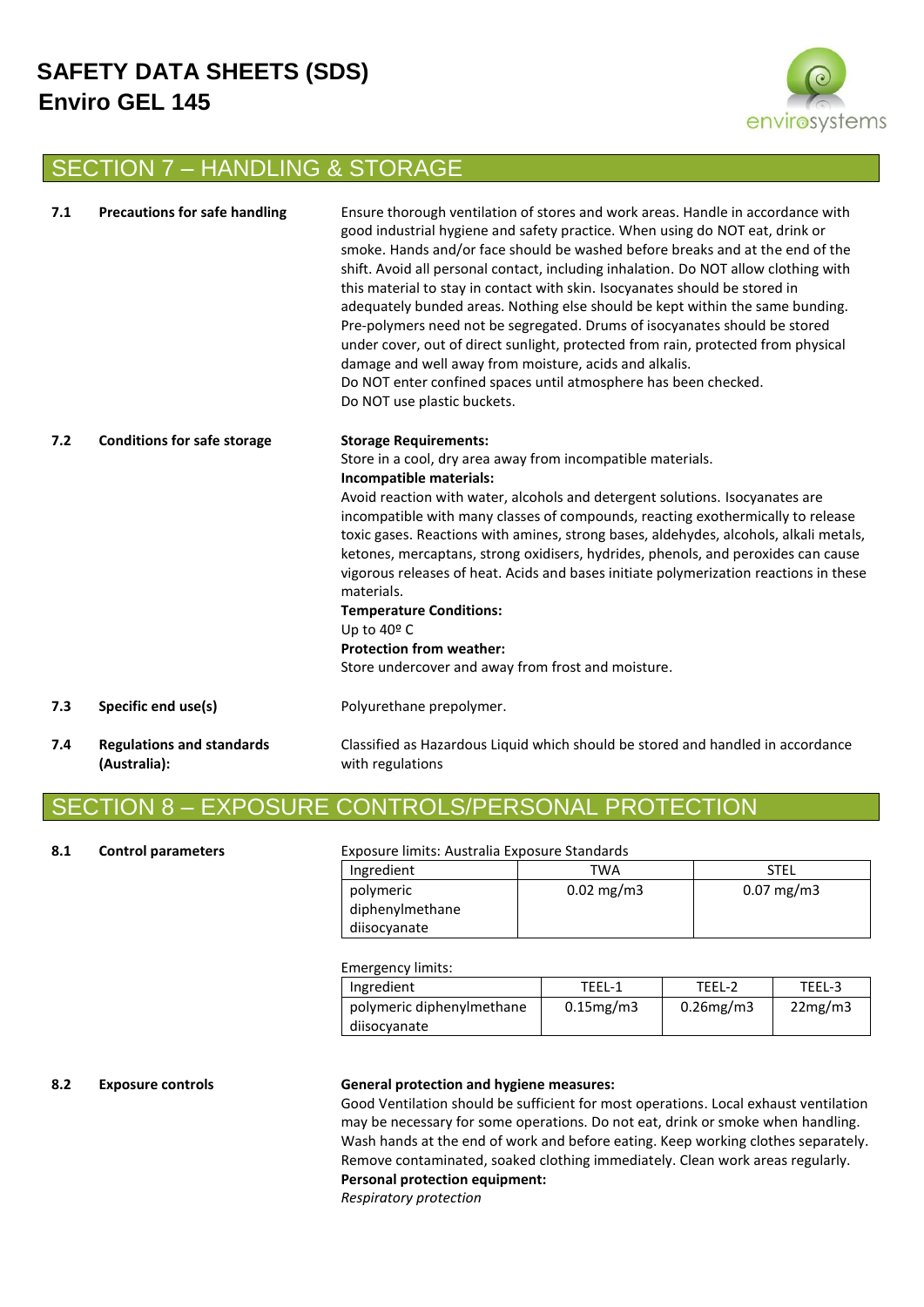## SECTION 7 – HANDLING & STORAGE

**7.1 Precautions for safe handling**

Ensure thorough ventilation of stores and work areas. Handle in accordance with good industrial hygiene and safety practice. When using do NOT eat, drink or smoke. Hands and/or face should be washed before breaks and at the end of the shift. Avoid all personal contact, including inhalation. Do NOT allow clothing with this material to stay in contact with skin. Isocyanates should be stored in adequately bunded areas. Nothing else should be kept within the same bunding. Pre-polymers need not be segregated. Drums of isocyanates should be stored under cover, out of direct sunlight, protected from rain, protected from physical damage and well away from moisture, acids and alkalis.
Do NOT enter confined spaces until atmosphere has been checked.
Do NOT use plastic buckets.

**7.2 Conditions for safe storage**

**Storage Requirements:**
Store in a cool, dry area away from incompatible materials.
**Incompatible materials:**
Avoid reaction with water, alcohols and detergent solutions. Isocyanates are incompatible with many classes of compounds, reacting exothermically to release toxic gases. Reactions with amines, strong bases, aldehydes, alcohols, alkali metals, ketones, mercaptans, strong oxidisers, hydrides, phenols, and peroxides can cause vigorous releases of heat. Acids and bases initiate polymerization reactions in these materials.
**Temperature Conditions:**
Up to 40º C
**Protection from weather:**
Store undercover and away from frost and moisture.

**7.3 Specific end use(s)**

Polyurethane prepolymer.

**7.4 Regulations and standards (Australia):**

Classified as Hazardous Liquid which should be stored and handled in accordance with regulations

## SECTION 8 – EXPOSURE CONTROLS/PERSONAL PROTECTION

**8.1 Control parameters**

Exposure limits: Australia Exposure Standards

| Ingredient | TWA | STEL |
|---|---|---|
| polymeric diphenylmethane diisocyanate | 0.02 mg/m3 | 0.07 mg/m3 |

Emergency limits:

| Ingredient | TEEL-1 | TEEL-2 | TEEL-3 |
|---|---|---|---|
| polymeric diphenylmethane diisocyanate | 0.15mg/m3 | 0.26mg/m3 | 22mg/m3 |

**8.2 Exposure controls**

**General protection and hygiene measures:**
Good Ventilation should be sufficient for most operations. Local exhaust ventilation may be necessary for some operations. Do not eat, drink or smoke when handling. Wash hands at the end of work and before eating. Keep working clothes separately. Remove contaminated, soaked clothing immediately. Clean work areas regularly.
**Personal protection equipment:**
*Respiratory protection*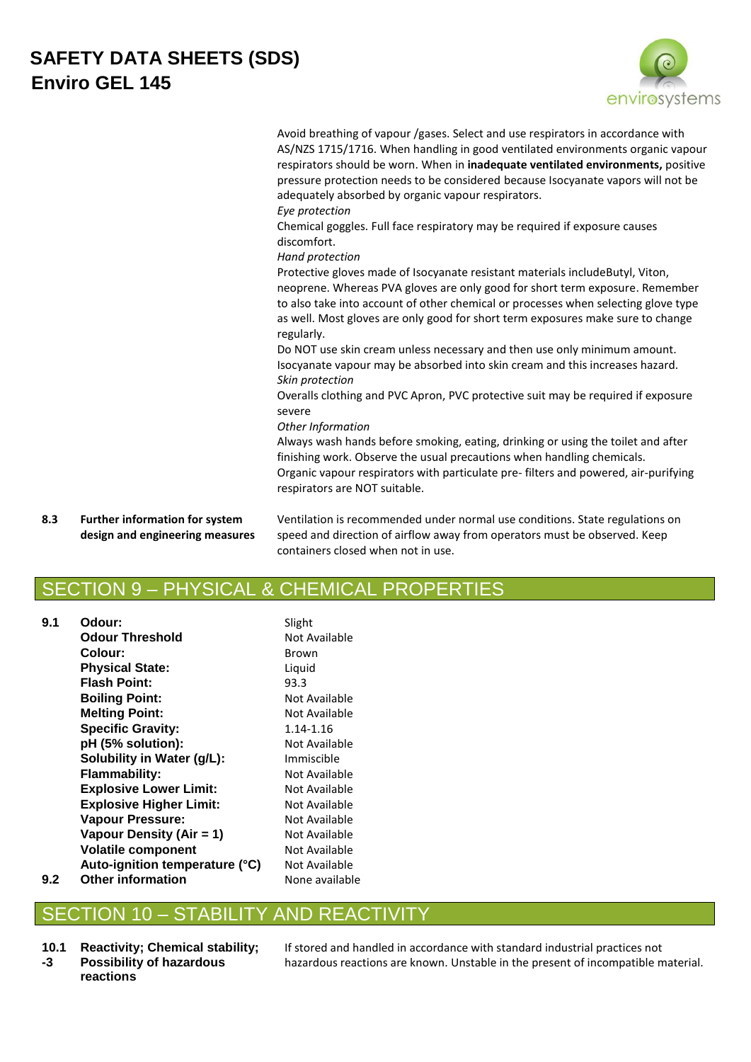Avoid breathing of vapour /gases. Select and use respirators in accordance with AS/NZS 1715/1716. When handling in good ventilated environments organic vapour respirators should be worn. When in **inadequate ventilated environments,** positive pressure protection needs to be considered because Isocyanate vapors will not be adequately absorbed by organic vapour respirators.

*Eye protection*

Chemical goggles. Full face respiratory may be required if exposure causes discomfort.

*Hand protection*

Protective gloves made of Isocyanate resistant materials includeButyl, Viton, neoprene. Whereas PVA gloves are only good for short term exposure. Remember to also take into account of other chemical or processes when selecting glove type as well. Most gloves are only good for short term exposures make sure to change regularly.

Do NOT use skin cream unless necessary and then use only minimum amount. Isocyanate vapour may be absorbed into skin cream and this increases hazard.

*Skin protection*

Overalls clothing and PVC Apron, PVC protective suit may be required if exposure severe

*Other Information*

Always wash hands before smoking, eating, drinking or using the toilet and after finishing work. Observe the usual precautions when handling chemicals.

Organic vapour respirators with particulate pre- filters and powered, air-purifying respirators are NOT suitable.

**8.3 Further information for system design and engineering measures**

Ventilation is recommended under normal use conditions. State regulations on speed and direction of airflow away from operators must be observed. Keep containers closed when not in use.

## SECTION 9 – PHYSICAL & CHEMICAL PROPERTIES

| | | |
|---|---|---|
| **9.1** | **Odour:** | Slight |
| | **Odour Threshold** | Not Available |
| | **Colour:** | Brown |
| | **Physical State:** | Liquid |
| | **Flash Point:** | 93.3 |
| | **Boiling Point:** | Not Available |
| | **Melting Point:** | Not Available |
| | **Specific Gravity:** | 1.14-1.16 |
| | **pH (5% solution):** | Not Available |
| | **Solubility in Water (g/L):** | Immiscible |
| | **Flammability:** | Not Available |
| | **Explosive Lower Limit:** | Not Available |
| | **Explosive Higher Limit:** | Not Available |
| | **Vapour Pressure:** | Not Available |
| | **Vapour Density (Air = 1)** | Not Available |
| | **Volatile component** | Not Available |
| | **Auto-ignition temperature (°C)** | Not Available |
| **9.2** | **Other information** | None available |

## SECTION 10 – STABILITY AND REACTIVITY

**10.1 -3 Reactivity; Chemical stability; Possibility of hazardous reactions**

If stored and handled in accordance with standard industrial practices not hazardous reactions are known. Unstable in the present of incompatible material.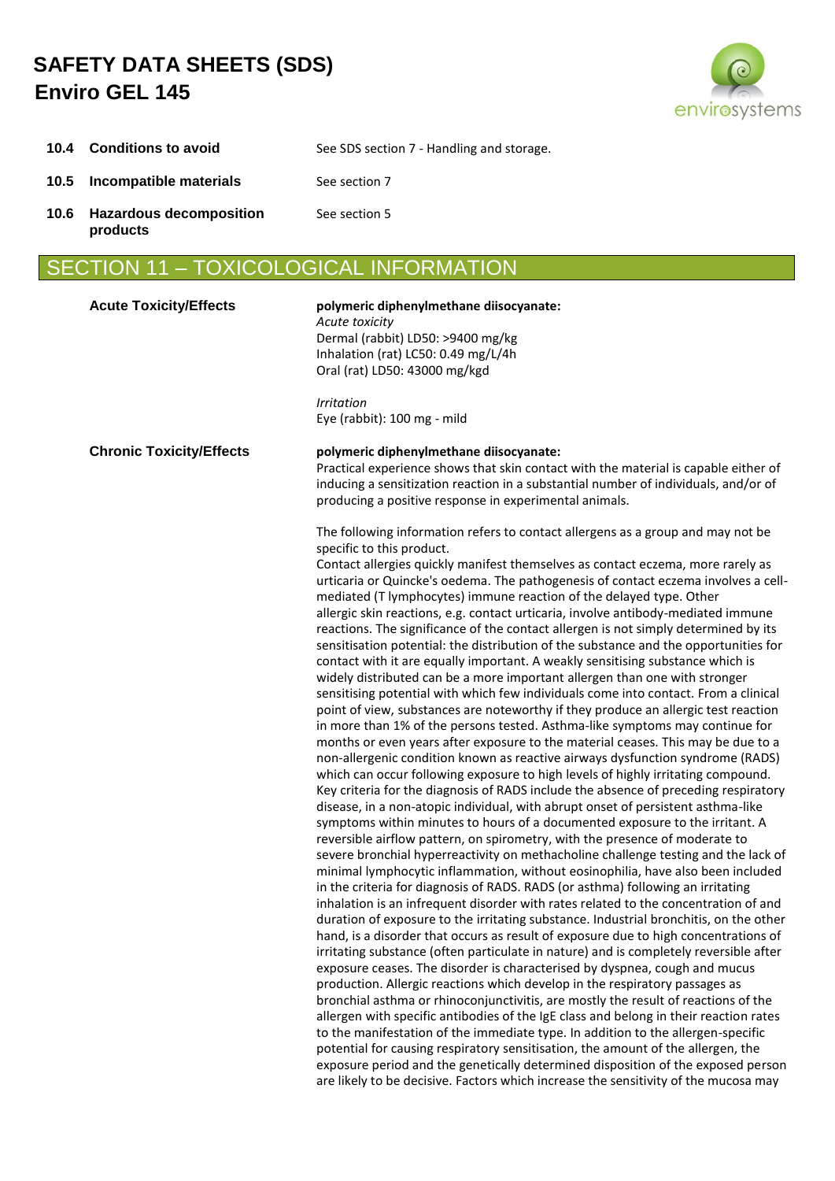| | | |
|---|---|---|
| **10.4** | **Conditions to avoid** | See SDS section 7 - Handling and storage. |
| **10.5** | **Incompatible materials** | See section 7 |
| **10.6** | **Hazardous decomposition products** | See section 5 |

## SECTION 11 – TOXICOLOGICAL INFORMATION

**Acute Toxicity/Effects**

**polymeric diphenylmethane diisocyanate:**
*Acute toxicity*
Dermal (rabbit) LD50: >9400 mg/kg
Inhalation (rat) LC50: 0.49 mg/L/4h
Oral (rat) LD50: 43000 mg/kgd

*Irritation*
Eye (rabbit): 100 mg - mild

**Chronic Toxicity/Effects**

**polymeric diphenylmethane diisocyanate:**
Practical experience shows that skin contact with the material is capable either of inducing a sensitization reaction in a substantial number of individuals, and/or of producing a positive response in experimental animals.

The following information refers to contact allergens as a group and may not be specific to this product.
Contact allergies quickly manifest themselves as contact eczema, more rarely as urticaria or Quincke's oedema. The pathogenesis of contact eczema involves a cell-mediated (T lymphocytes) immune reaction of the delayed type. Other allergic skin reactions, e.g. contact urticaria, involve antibody-mediated immune reactions. The significance of the contact allergen is not simply determined by its sensitisation potential: the distribution of the substance and the opportunities for contact with it are equally important. A weakly sensitising substance which is widely distributed can be a more important allergen than one with stronger sensitising potential with which few individuals come into contact. From a clinical point of view, substances are noteworthy if they produce an allergic test reaction in more than 1% of the persons tested. Asthma-like symptoms may continue for months or even years after exposure to the material ceases. This may be due to a non-allergenic condition known as reactive airways dysfunction syndrome (RADS) which can occur following exposure to high levels of highly irritating compound. Key criteria for the diagnosis of RADS include the absence of preceding respiratory disease, in a non-atopic individual, with abrupt onset of persistent asthma-like symptoms within minutes to hours of a documented exposure to the irritant. A reversible airflow pattern, on spirometry, with the presence of moderate to severe bronchial hyperreactivity on methacholine challenge testing and the lack of minimal lymphocytic inflammation, without eosinophilia, have also been included in the criteria for diagnosis of RADS. RADS (or asthma) following an irritating inhalation is an infrequent disorder with rates related to the concentration of and duration of exposure to the irritating substance. Industrial bronchitis, on the other hand, is a disorder that occurs as result of exposure due to high concentrations of irritating substance (often particulate in nature) and is completely reversible after exposure ceases. The disorder is characterised by dyspnea, cough and mucus production. Allergic reactions which develop in the respiratory passages as bronchial asthma or rhinoconjunctivitis, are mostly the result of reactions of the allergen with specific antibodies of the IgE class and belong in their reaction rates to the manifestation of the immediate type. In addition to the allergen-specific potential for causing respiratory sensitisation, the amount of the allergen, the exposure period and the genetically determined disposition of the exposed person are likely to be decisive. Factors which increase the sensitivity of the mucosa may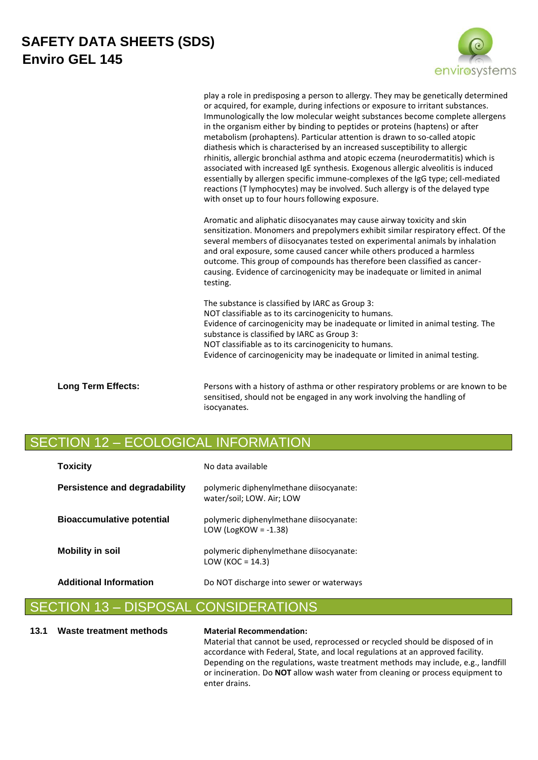play a role in predisposing a person to allergy. They may be genetically determined or acquired, for example, during infections or exposure to irritant substances. Immunologically the low molecular weight substances become complete allergens in the organism either by binding to peptides or proteins (haptens) or after metabolism (prohaptens). Particular attention is drawn to so-called atopic diathesis which is characterised by an increased susceptibility to allergic rhinitis, allergic bronchial asthma and atopic eczema (neurodermatitis) which is associated with increased IgE synthesis. Exogenous allergic alveolitis is induced essentially by allergen specific immune-complexes of the IgG type; cell-mediated reactions (T lymphocytes) may be involved. Such allergy is of the delayed type with onset up to four hours following exposure.

Aromatic and aliphatic diisocyanates may cause airway toxicity and skin sensitization. Monomers and prepolymers exhibit similar respiratory effect. Of the several members of diisocyanates tested on experimental animals by inhalation and oral exposure, some caused cancer while others produced a harmless outcome. This group of compounds has therefore been classified as cancer-causing. Evidence of carcinogenicity may be inadequate or limited in animal testing.

The substance is classified by IARC as Group 3:
NOT classifiable as to its carcinogenicity to humans.
Evidence of carcinogenicity may be inadequate or limited in animal testing. The substance is classified by IARC as Group 3:
NOT classifiable as to its carcinogenicity to humans.
Evidence of carcinogenicity may be inadequate or limited in animal testing.

**Long Term Effects:** Persons with a history of asthma or other respiratory problems or are known to be sensitised, should not be engaged in any work involving the handling of isocyanates.

## SECTION 12 – ECOLOGICAL INFORMATION

**Toxicity** No data available

**Persistence and degradability** polymeric diphenylmethane diisocyanate: water/soil; LOW. Air; LOW

**Bioaccumulative potential** polymeric diphenylmethane diisocyanate: LOW (LogKOW = -1.38)

**Mobility in soil** polymeric diphenylmethane diisocyanate: LOW (KOC = 14.3)

**Additional Information** Do NOT discharge into sewer or waterways

## SECTION 13 – DISPOSAL CONSIDERATIONS

**13.1 Waste treatment methods**

**Material Recommendation:**
Material that cannot be used, reprocessed or recycled should be disposed of in accordance with Federal, State, and local regulations at an approved facility. Depending on the regulations, waste treatment methods may include, e.g., landfill or incineration. Do **NOT** allow wash water from cleaning or process equipment to enter drains.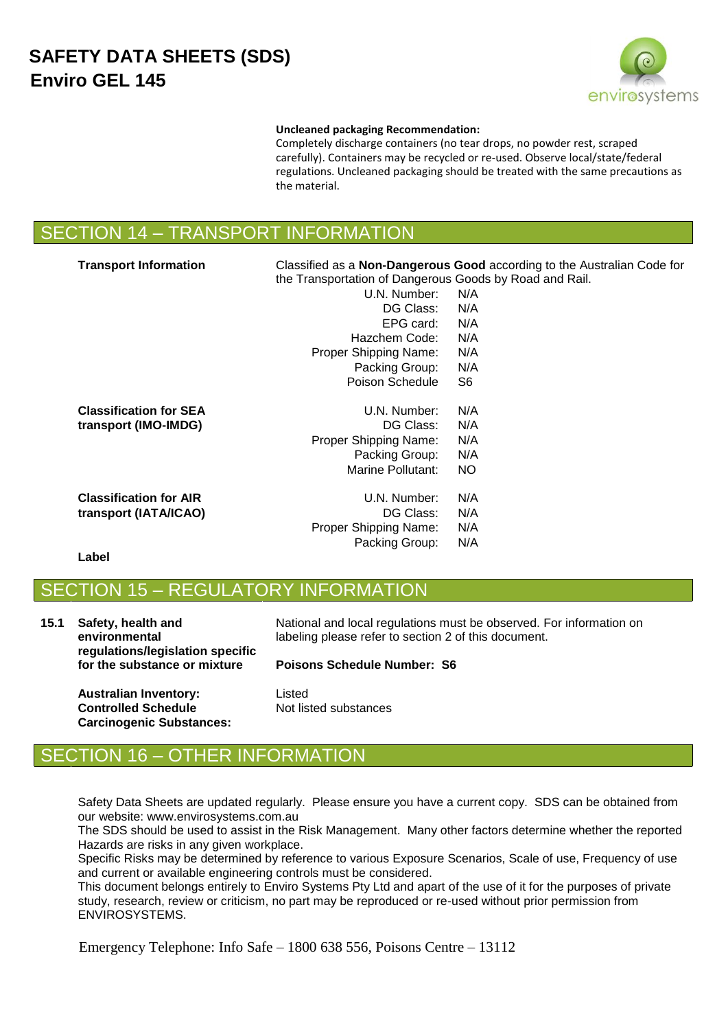**Uncleaned packaging Recommendation:**
Completely discharge containers (no tear drops, no powder rest, scraped carefully). Containers may be recycled or re-used. Observe local/state/federal regulations. Uncleaned packaging should be treated with the same precautions as the material.

## SECTION 14 – TRANSPORT INFORMATION

**Transport Information**

Classified as a **Non-Dangerous Good** according to the Australian Code for the Transportation of Dangerous Goods by Road and Rail.

| | |
|---|---|
| U.N. Number: | N/A |
| DG Class: | N/A |
| EPG card: | N/A |
| Hazchem Code: | N/A |
| Proper Shipping Name: | N/A |
| Packing Group: | N/A |
| Poison Schedule | S6 |

**Classification for SEA transport (IMO-IMDG)**

| | |
|---|---|
| U.N. Number: | N/A |
| DG Class: | N/A |
| Proper Shipping Name: | N/A |
| Packing Group: | N/A |
| Marine Pollutant: | NO |

**Classification for AIR transport (IATA/ICAO)**

| | |
|---|---|
| U.N. Number: | N/A |
| DG Class: | N/A |
| Proper Shipping Name: | N/A |
| Packing Group: | N/A |

**Label**

## SECTION 15 – REGULATORY INFORMATION

**15.1 Safety, health and environmental regulations/legislation specific for the substance or mixture**

National and local regulations must be observed. For information on labeling please refer to section 2 of this document.

**Poisons Schedule Number: S6**

**Australian Inventory:** Listed

**Controlled Schedule Carcinogenic Substances:** Not listed substances

## SECTION 16 – OTHER INFORMATION

Safety Data Sheets are updated regularly. Please ensure you have a current copy. SDS can be obtained from our website: www.envirosystems.com.au
The SDS should be used to assist in the Risk Management. Many other factors determine whether the reported Hazards are risks in any given workplace.
Specific Risks may be determined by reference to various Exposure Scenarios, Scale of use, Frequency of use and current or available engineering controls must be considered.
This document belongs entirely to Enviro Systems Pty Ltd and apart of the use of it for the purposes of private study, research, review or criticism, no part may be reproduced or re-used without prior permission from ENVIROSYSTEMS.

Emergency Telephone: Info Safe – 1800 638 556, Poisons Centre – 13112